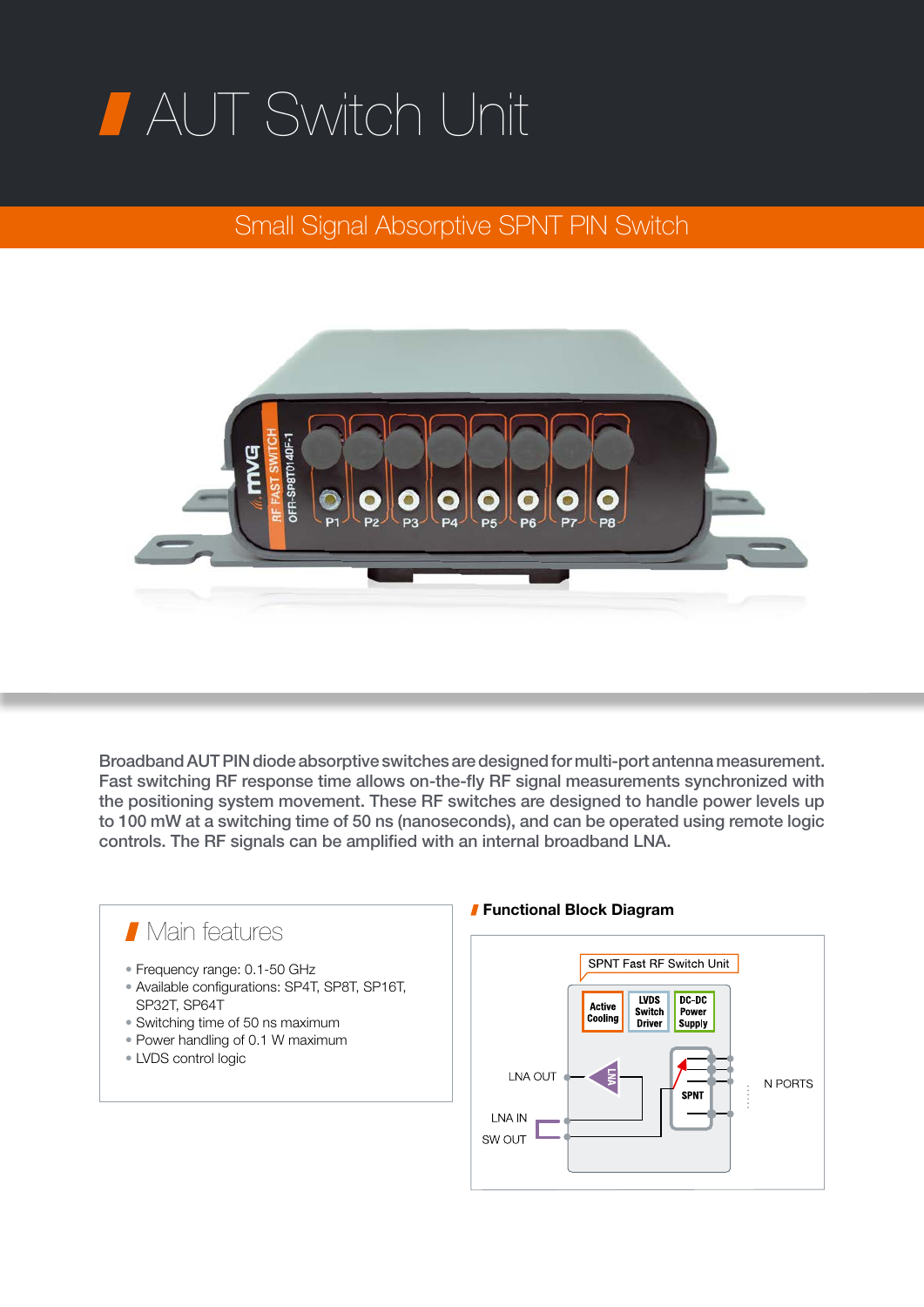# AUT Switch Unit

## Small Signal Absorptive SPNT PIN Switch

Broadband AUT PIN diode absorptive switches are designed for multi-port antenna measurement. Fast switching RF response time allows on-the-fly RF signal measurements synchronized with the positioning system movement. These RF switches are designed to handle power levels up to 100 mW at a switching time of 50 ns (nanoseconds), and can be operated using remote logic controls. The RF signals can be amplified with an internal broadband LNA.

### Main features

- Frequency range: 0.1-50 GHz
- Available configurations: SP4T, SP8T, SP16T, SP32T, SP64T
- Switching time of 50 ns maximum
- Power handling of 0.1 W maximum
- LVDS control logic

### Functional Block Diagram

SPNT Fast RF Switch Unit

Active Cooling | LVDS Switch Driver | DC-DC Power Supply

LNA OUT | LNA | SPNT | N PORTS

LNA IN

SW OUT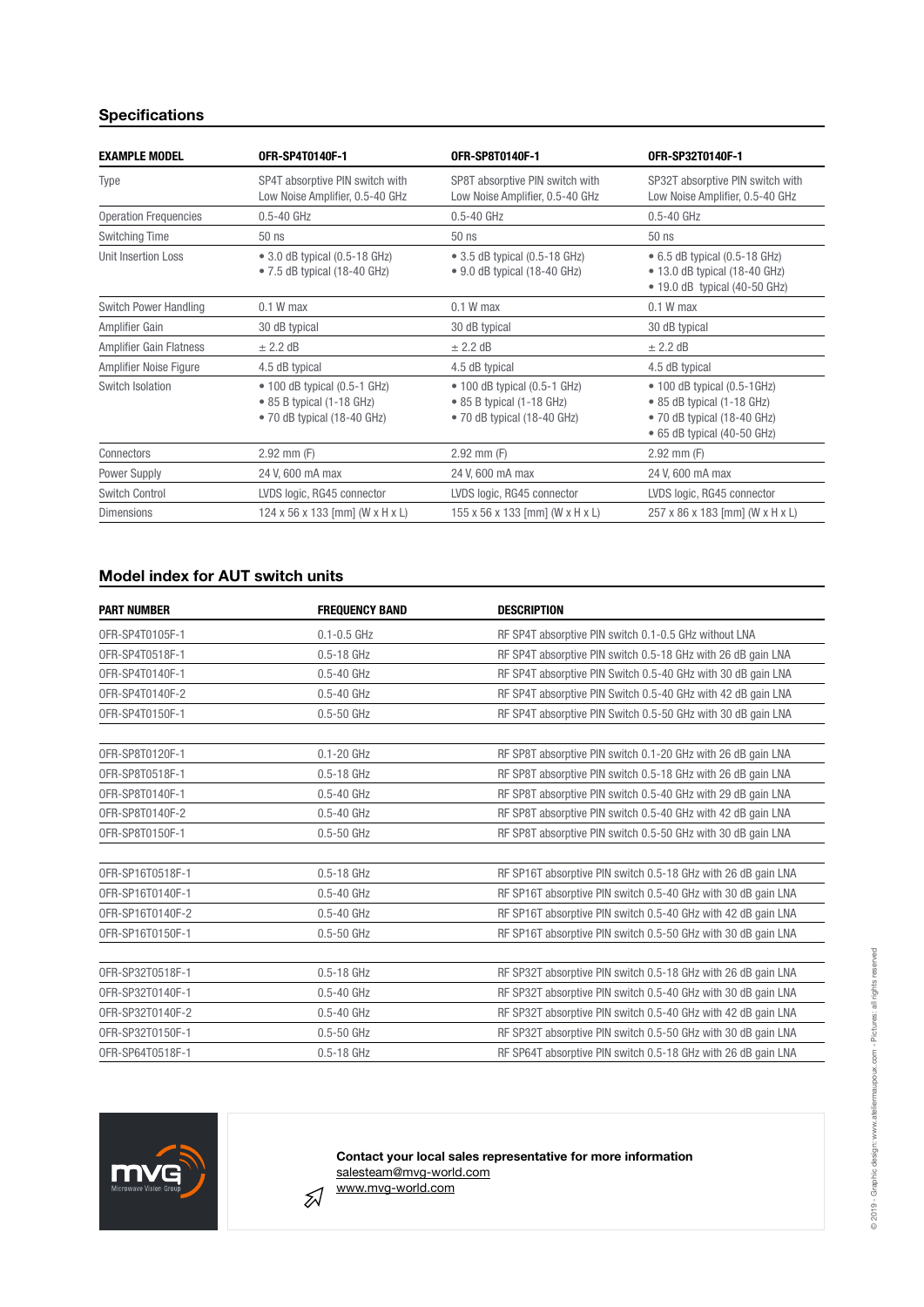## Specifications

| EXAMPLE MODEL | OFR-SP4T0140F-1 | OFR-SP8T0140F-1 | OFR-SP32T0140F-1 |
|---|---|---|---|
| Type | SP4T absorptive PIN switch with Low Noise Amplifier, 0.5-40 GHz | SP8T absorptive PIN switch with Low Noise Amplifier, 0.5-40 GHz | SP32T absorptive PIN switch with Low Noise Amplifier, 0.5-40 GHz |
| Operation Frequencies | 0.5-40 GHz | 0.5-40 GHz | 0.5-40 GHz |
| Switching Time | 50 ns | 50 ns | 50 ns |
| Unit Insertion Loss | • 3.0 dB typical (0.5-18 GHz)<br>• 7.5 dB typical (18-40 GHz) | • 3.5 dB typical (0.5-18 GHz)<br>• 9.0 dB typical (18-40 GHz) | • 6.5 dB typical (0.5-18 GHz)<br>• 13.0 dB typical (18-40 GHz)<br>• 19.0 dB typical (40-50 GHz) |
| Switch Power Handling | 0.1 W max | 0.1 W max | 0.1 W max |
| Amplifier Gain | 30 dB typical | 30 dB typical | 30 dB typical |
| Amplifier Gain Flatness | ± 2.2 dB | ± 2.2 dB | ± 2.2 dB |
| Amplifier Noise Figure | 4.5 dB typical | 4.5 dB typical | 4.5 dB typical |
| Switch Isolation | • 100 dB typical (0.5-1 GHz)<br>• 85 B typical (1-18 GHz)<br>• 70 dB typical (18-40 GHz) | • 100 dB typical (0.5-1 GHz)<br>• 85 B typical (1-18 GHz)<br>• 70 dB typical (18-40 GHz) | • 100 dB typical (0.5-1GHz)<br>• 85 dB typical (1-18 GHz)<br>• 70 dB typical (18-40 GHz)<br>• 65 dB typical (40-50 GHz) |
| Connectors | 2.92 mm (F) | 2.92 mm (F) | 2.92 mm (F) |
| Power Supply | 24 V, 600 mA max | 24 V, 600 mA max | 24 V, 600 mA max |
| Switch Control | LVDS logic, RG45 connector | LVDS logic, RG45 connector | LVDS logic, RG45 connector |
| Dimensions | 124 x 56 x 133 [mm] (W x H x L) | 155 x 56 x 133 [mm] (W x H x L) | 257 x 86 x 183 [mm] (W x H x L) |

## Model index for AUT switch units

| PART NUMBER | FREQUENCY BAND | DESCRIPTION |
|---|---|---|
| OFR-SP4T0105F-1 | 0.1-0.5 GHz | RF SP4T absorptive PIN switch 0.1-0.5 GHz without LNA |
| OFR-SP4T0518F-1 | 0.5-18 GHz | RF SP4T absorptive PIN switch 0.5-18 GHz with 26 dB gain LNA |
| OFR-SP4T0140F-1 | 0.5-40 GHz | RF SP4T absorptive PIN Switch 0.5-40 GHz with 30 dB gain LNA |
| OFR-SP4T0140F-2 | 0.5-40 GHz | RF SP4T absorptive PIN Switch 0.5-40 GHz with 42 dB gain LNA |
| OFR-SP4T0150F-1 | 0.5-50 GHz | RF SP4T absorptive PIN Switch 0.5-50 GHz with 30 dB gain LNA |
| OFR-SP8T0120F-1 | 0.1-20 GHz | RF SP8T absorptive PIN switch 0.1-20 GHz with 26 dB gain LNA |
| OFR-SP8T0518F-1 | 0.5-18 GHz | RF SP8T absorptive PIN switch 0.5-18 GHz with 26 dB gain LNA |
| OFR-SP8T0140F-1 | 0.5-40 GHz | RF SP8T absorptive PIN switch 0.5-40 GHz with 29 dB gain LNA |
| OFR-SP8T0140F-2 | 0.5-40 GHz | RF SP8T absorptive PIN switch 0.5-40 GHz with 42 dB gain LNA |
| OFR-SP8T0150F-1 | 0.5-50 GHz | RF SP8T absorptive PIN switch 0.5-50 GHz with 30 dB gain LNA |
| OFR-SP16T0518F-1 | 0.5-18 GHz | RF SP16T absorptive PIN switch 0.5-18 GHz with 26 dB gain LNA |
| OFR-SP16T0140F-1 | 0.5-40 GHz | RF SP16T absorptive PIN switch 0.5-40 GHz with 30 dB gain LNA |
| OFR-SP16T0140F-2 | 0.5-40 GHz | RF SP16T absorptive PIN switch 0.5-40 GHz with 42 dB gain LNA |
| OFR-SP16T0150F-1 | 0.5-50 GHz | RF SP16T absorptive PIN switch 0.5-50 GHz with 30 dB gain LNA |
| OFR-SP32T0518F-1 | 0.5-18 GHz | RF SP32T absorptive PIN switch 0.5-18 GHz with 26 dB gain LNA |
| OFR-SP32T0140F-1 | 0.5-40 GHz | RF SP32T absorptive PIN switch 0.5-40 GHz with 30 dB gain LNA |
| OFR-SP32T0140F-2 | 0.5-40 GHz | RF SP32T absorptive PIN switch 0.5-40 GHz with 42 dB gain LNA |
| OFR-SP32T0150F-1 | 0.5-50 GHz | RF SP32T absorptive PIN switch 0.5-50 GHz with 30 dB gain LNA |
| OFR-SP64T0518F-1 | 0.5-18 GHz | RF SP64T absorptive PIN switch 0.5-18 GHz with 26 dB gain LNA |

MVG Microwave Vision Group

**Contact your local sales representative for more information**
salesteam@mvg-world.com
www.mvg-world.com

© 2019 - Graphic design: www.ateliermaupoux.com - Pictures: all rights reserved